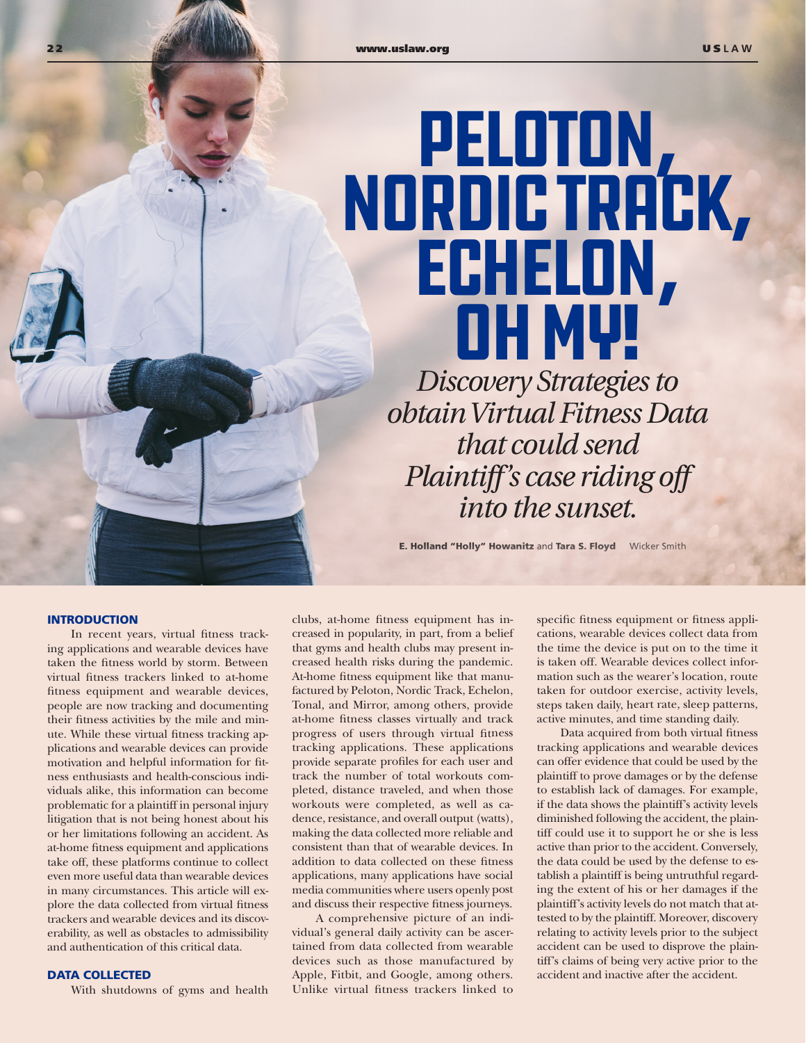# PELOTON, NORDIC TRACK, ECHELON, OH MY!

*Discovery Strategies to obtain Virtual Fitness Data that could send Plaintiff's case riding off into the sunset.*

**E. Holland "Holly" Howanitz** and **Tara S. Floyd** Wicker Smith

## INTRODUCTION

In recent years, virtual fitness tracking applications and wearable devices have taken the fitness world by storm. Between virtual fitness trackers linked to at-home fitness equipment and wearable devices, people are now tracking and documenting their fitness activities by the mile and minute. While these virtual fitness tracking applications and wearable devices can provide motivation and helpful information for fitness enthusiasts and health-conscious individuals alike, this information can become problematic for a plaintiff in personal injury litigation that is not being honest about his or her limitations following an accident. As at-home fitness equipment and applications take off, these platforms continue to collect even more useful data than wearable devices in many circumstances. This article will explore the data collected from virtual fitness trackers and wearable devices and its discoverability, as well as obstacles to admissibility and authentication of this critical data.

## DATA COLLECTED

With shutdowns of gyms and health clubs, at-home fitness equipment has increased in popularity, in part, from a belief that gyms and health clubs may present increased health risks during the pandemic. At-home fitness equipment like that manufactured by Peloton, Nordic Track, Echelon, Tonal, and Mirror, among others, provide at-home fitness classes virtually and track progress of users through virtual fitness tracking applications. These applications provide separate profiles for each user and track the number of total workouts completed, distance traveled, and when those workouts were completed, as well as cadence, resistance, and overall output (watts), making the data collected more reliable and consistent than that of wearable devices. In addition to data collected on these fitness applications, many applications have social media communities where users openly post and discuss their respective fitness journeys.

A comprehensive picture of an individual's general daily activity can be ascertained from data collected from wearable devices such as those manufactured by Apple, Fitbit, and Google, among others. Unlike virtual fitness trackers linked to specific fitness equipment or fitness applications, wearable devices collect data from the time the device is put on to the time it is taken off. Wearable devices collect information such as the wearer's location, route taken for outdoor exercise, activity levels, steps taken daily, heart rate, sleep patterns, active minutes, and time standing daily.

Data acquired from both virtual fitness tracking applications and wearable devices can offer evidence that could be used by the plaintiff to prove damages or by the defense to establish lack of damages. For example, if the data shows the plaintiff's activity levels diminished following the accident, the plaintiff could use it to support he or she is less active than prior to the accident. Conversely, the data could be used by the defense to establish a plaintiff is being untruthful regarding the extent of his or her damages if the plaintiff's activity levels do not match that attested to by the plaintiff. Moreover, discovery relating to activity levels prior to the subject accident can be used to disprove the plaintiff's claims of being very active prior to the accident and inactive after the accident.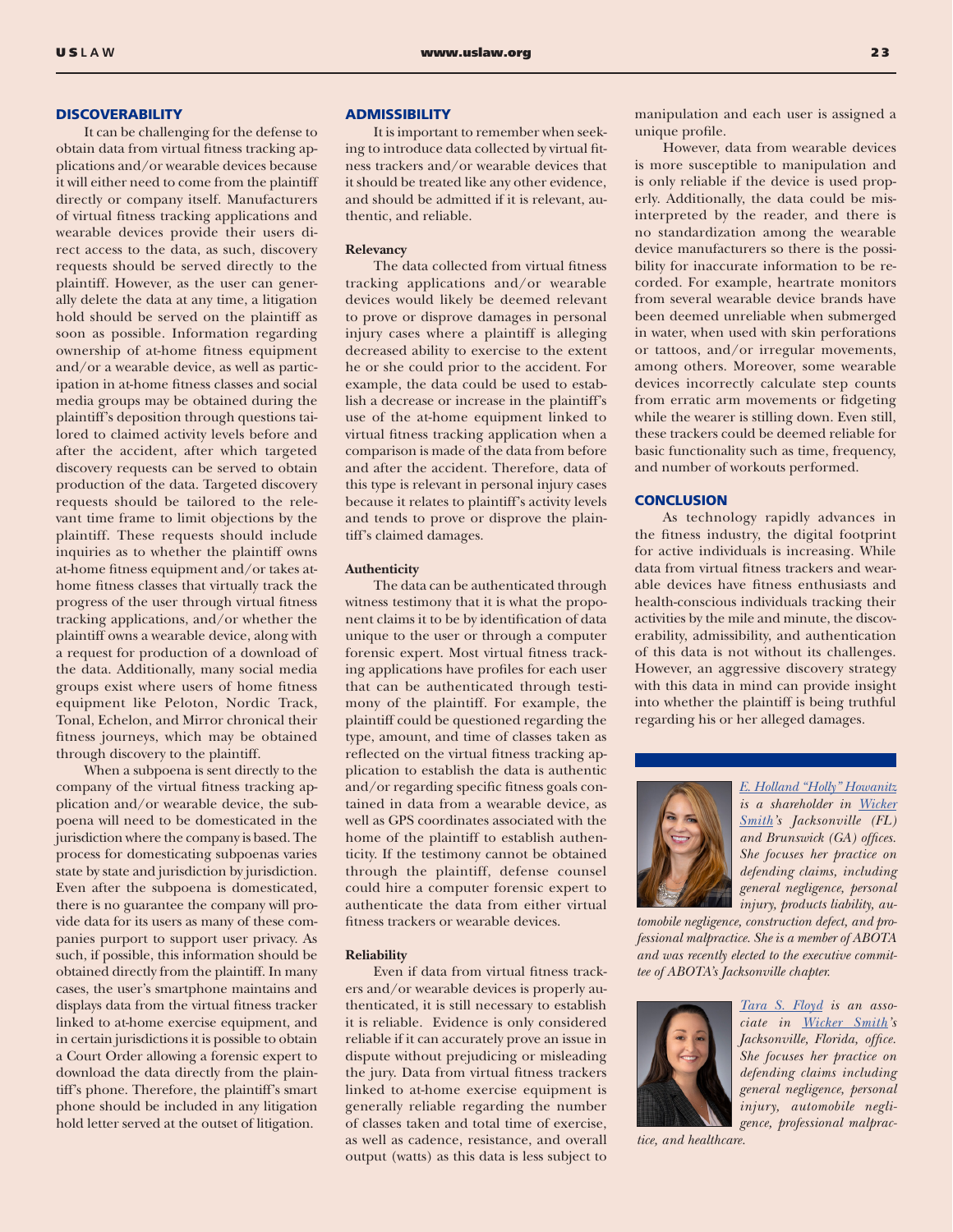## DISCOVERABILITY

It can be challenging for the defense to obtain data from virtual fitness tracking applications and/or wearable devices because it will either need to come from the plaintiff directly or company itself. Manufacturers of virtual fitness tracking applications and wearable devices provide their users direct access to the data, as such, discovery requests should be served directly to the plaintiff. However, as the user can generally delete the data at any time, a litigation hold should be served on the plaintiff as soon as possible. Information regarding ownership of at-home fitness equipment and/or a wearable device, as well as participation in at-home fitness classes and social media groups may be obtained during the plaintiff's deposition through questions tailored to claimed activity levels before and after the accident, after which targeted discovery requests can be served to obtain production of the data. Targeted discovery requests should be tailored to the relevant time frame to limit objections by the plaintiff. These requests should include inquiries as to whether the plaintiff owns at-home fitness equipment and/or takes at-home fitness classes that virtually track the progress of the user through virtual fitness tracking applications, and/or whether the plaintiff owns a wearable device, along with a request for production of a download of the data. Additionally, many social media groups exist where users of home fitness equipment like Peloton, Nordic Track, Tonal, Echelon, and Mirror chronical their fitness journeys, which may be obtained through discovery to the plaintiff.

When a subpoena is sent directly to the company of the virtual fitness tracking application and/or wearable device, the subpoena will need to be domesticated in the jurisdiction where the company is based. The process for domesticating subpoenas varies state by state and jurisdiction by jurisdiction. Even after the subpoena is domesticated, there is no guarantee the company will provide data for its users as many of these companies purport to support user privacy. As such, if possible, this information should be obtained directly from the plaintiff. In many cases, the user's smartphone maintains and displays data from the virtual fitness tracker linked to at-home exercise equipment, and in certain jurisdictions it is possible to obtain a Court Order allowing a forensic expert to download the data directly from the plaintiff's phone. Therefore, the plaintiff's smart phone should be included in any litigation hold letter served at the outset of litigation.

## ADMISSIBILITY

It is important to remember when seeking to introduce data collected by virtual fitness trackers and/or wearable devices that it should be treated like any other evidence, and should be admitted if it is relevant, authentic, and reliable.

### Relevancy

The data collected from virtual fitness tracking applications and/or wearable devices would likely be deemed relevant to prove or disprove damages in personal injury cases where a plaintiff is alleging decreased ability to exercise to the extent he or she could prior to the accident. For example, the data could be used to establish a decrease or increase in the plaintiff's use of the at-home equipment linked to virtual fitness tracking application when a comparison is made of the data from before and after the accident. Therefore, data of this type is relevant in personal injury cases because it relates to plaintiff's activity levels and tends to prove or disprove the plaintiff's claimed damages.

### Authenticity

The data can be authenticated through witness testimony that it is what the proponent claims it to be by identification of data unique to the user or through a computer forensic expert. Most virtual fitness tracking applications have profiles for each user that can be authenticated through testimony of the plaintiff. For example, the plaintiff could be questioned regarding the type, amount, and time of classes taken as reflected on the virtual fitness tracking application to establish the data is authentic and/or regarding specific fitness goals contained in data from a wearable device, as well as GPS coordinates associated with the home of the plaintiff to establish authenticity. If the testimony cannot be obtained through the plaintiff, defense counsel could hire a computer forensic expert to authenticate the data from either virtual fitness trackers or wearable devices.

### Reliability

Even if data from virtual fitness trackers and/or wearable devices is properly authenticated, it is still necessary to establish it is reliable. Evidence is only considered reliable if it can accurately prove an issue in dispute without prejudicing or misleading the jury. Data from virtual fitness trackers linked to at-home exercise equipment is generally reliable regarding the number of classes taken and total time of exercise, as well as cadence, resistance, and overall output (watts) as this data is less subject to manipulation and each user is assigned a unique profile.

However, data from wearable devices is more susceptible to manipulation and is only reliable if the device is used properly. Additionally, the data could be misinterpreted by the reader, and there is no standardization among the wearable device manufacturers so there is the possibility for inaccurate information to be recorded. For example, heartrate monitors from several wearable device brands have been deemed unreliable when submerged in water, when used with skin perforations or tattoos, and/or irregular movements, among others. Moreover, some wearable devices incorrectly calculate step counts from erratic arm movements or fidgeting while the wearer is stilling down. Even still, these trackers could be deemed reliable for basic functionality such as time, frequency, and number of workouts performed.

## CONCLUSION

As technology rapidly advances in the fitness industry, the digital footprint for active individuals is increasing. While data from virtual fitness trackers and wearable devices have fitness enthusiasts and health-conscious individuals tracking their activities by the mile and minute, the discoverability, admissibility, and authentication of this data is not without its challenges. However, an aggressive discovery strategy with this data in mind can provide insight into whether the plaintiff is being truthful regarding his or her alleged damages.

---

*E. Holland "Holly" Howanitz is a shareholder in Wicker Smith's Jacksonville (FL) and Brunswick (GA) offices. She focuses her practice on defending claims, including general negligence, personal injury, products liability, automobile negligence, construction defect, and professional malpractice. She is a member of ABOTA and was recently elected to the executive committee of ABOTA's Jacksonville chapter.*

*Tara S. Floyd is an associate in Wicker Smith's Jacksonville, Florida, office. She focuses her practice on defending claims including general negligence, personal injury, automobile negligence, professional malpractice, and healthcare.*